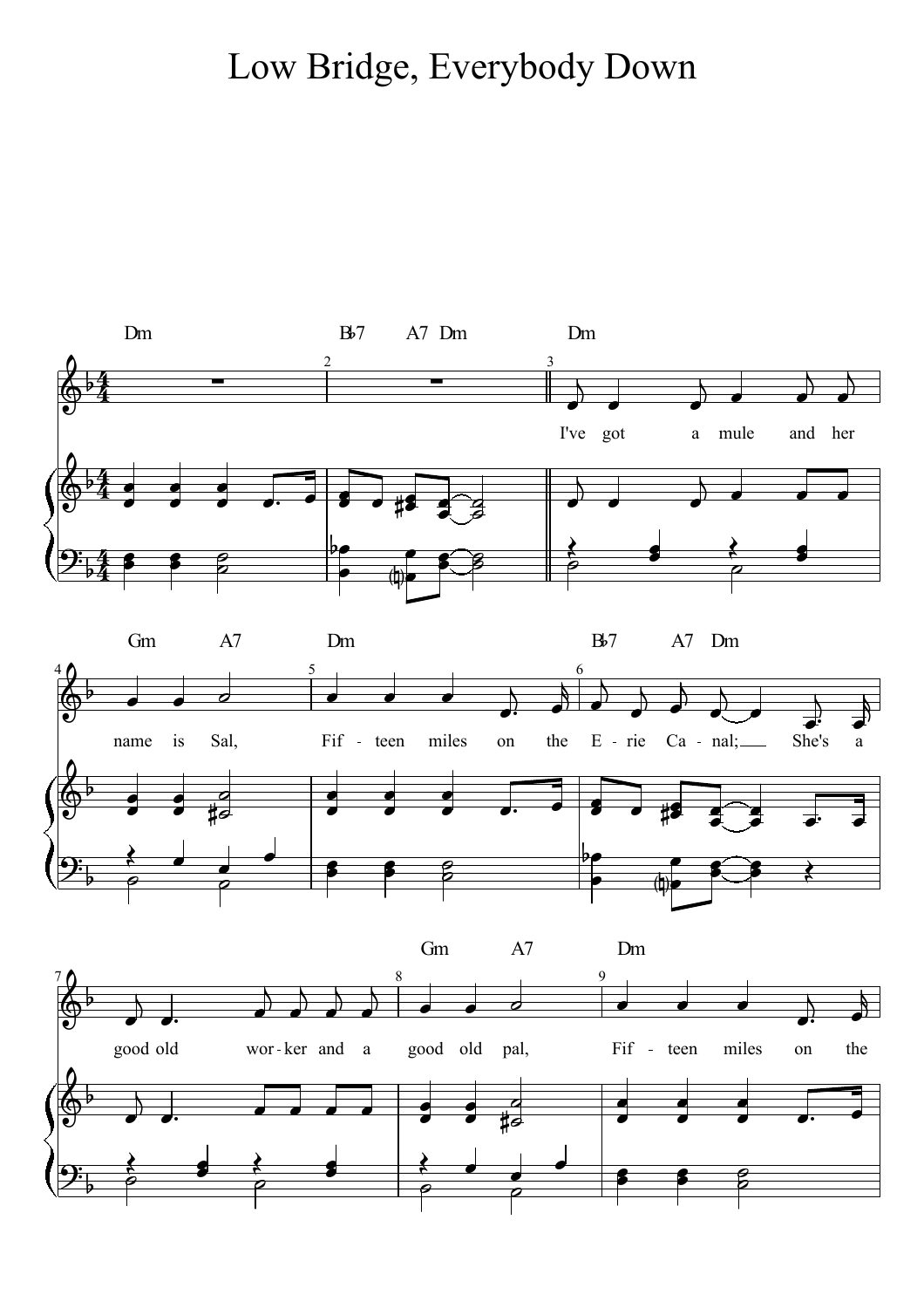# Low Bridge, Everybody Down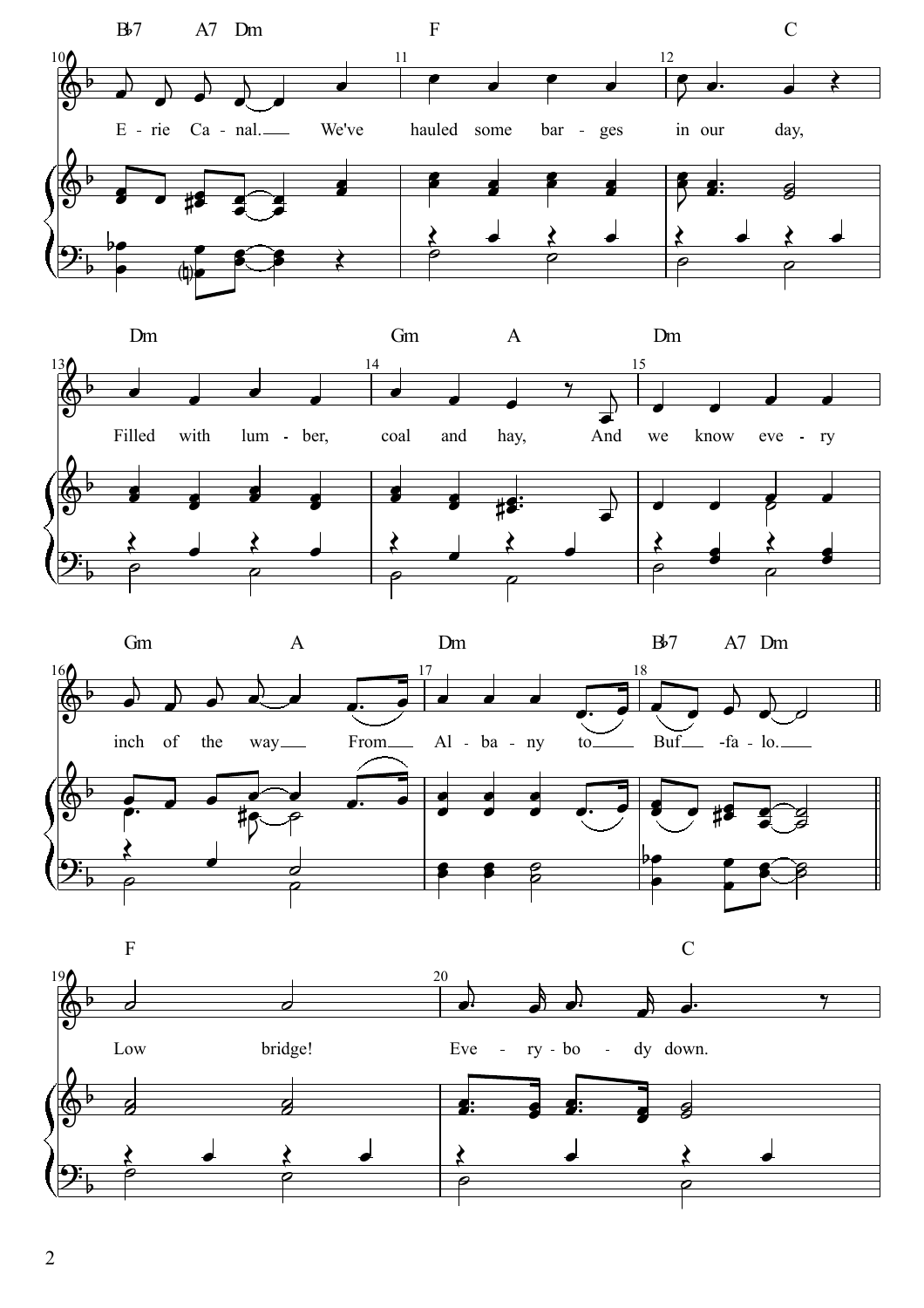Erie Canal. We've hauled some barges in our day,

Filled with lumber, coal and hay, And we know every

inch of the way From Albany to Buffalo.

Low bridge! Everybody down.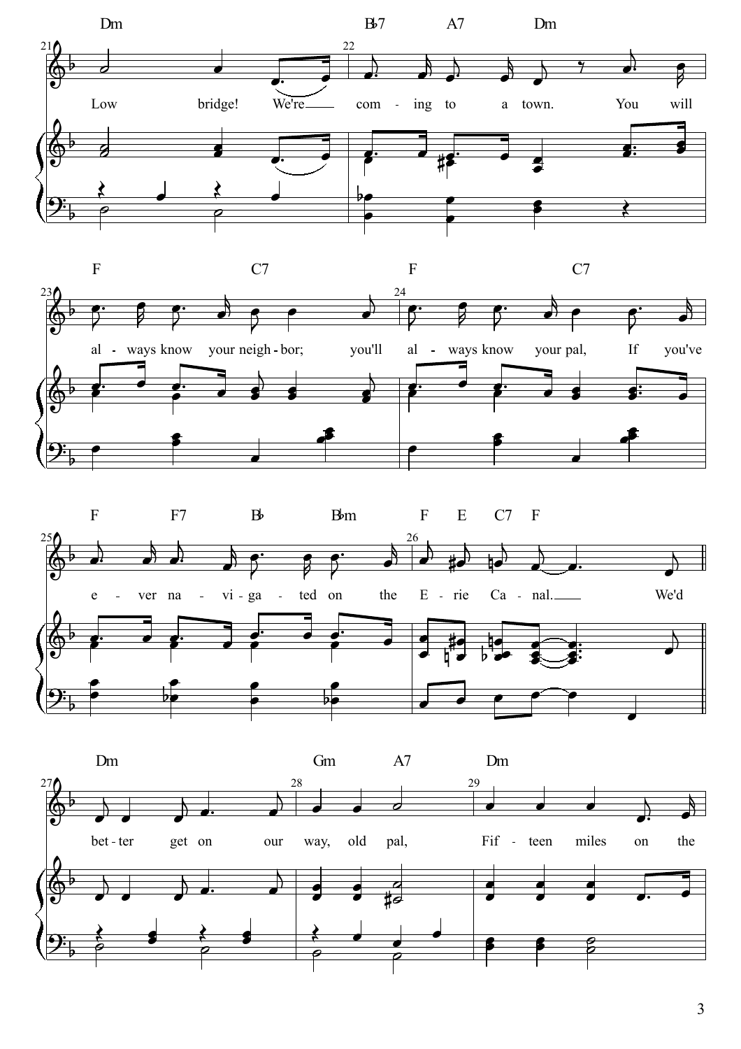Dm Bb7 A7 Dm

Low bridge! We're com - ing to a town. You will

F C7 F C7

al - ways know your neigh - bor; you'll al - ways know your pal, If you've

F F7 Bb Bbm F E C7 F

e - ver na - vi - ga - ted on the E - rie Ca - nal. We'd

Dm Gm A7 Dm

bet - ter get on our way, old pal, Fif - teen miles on the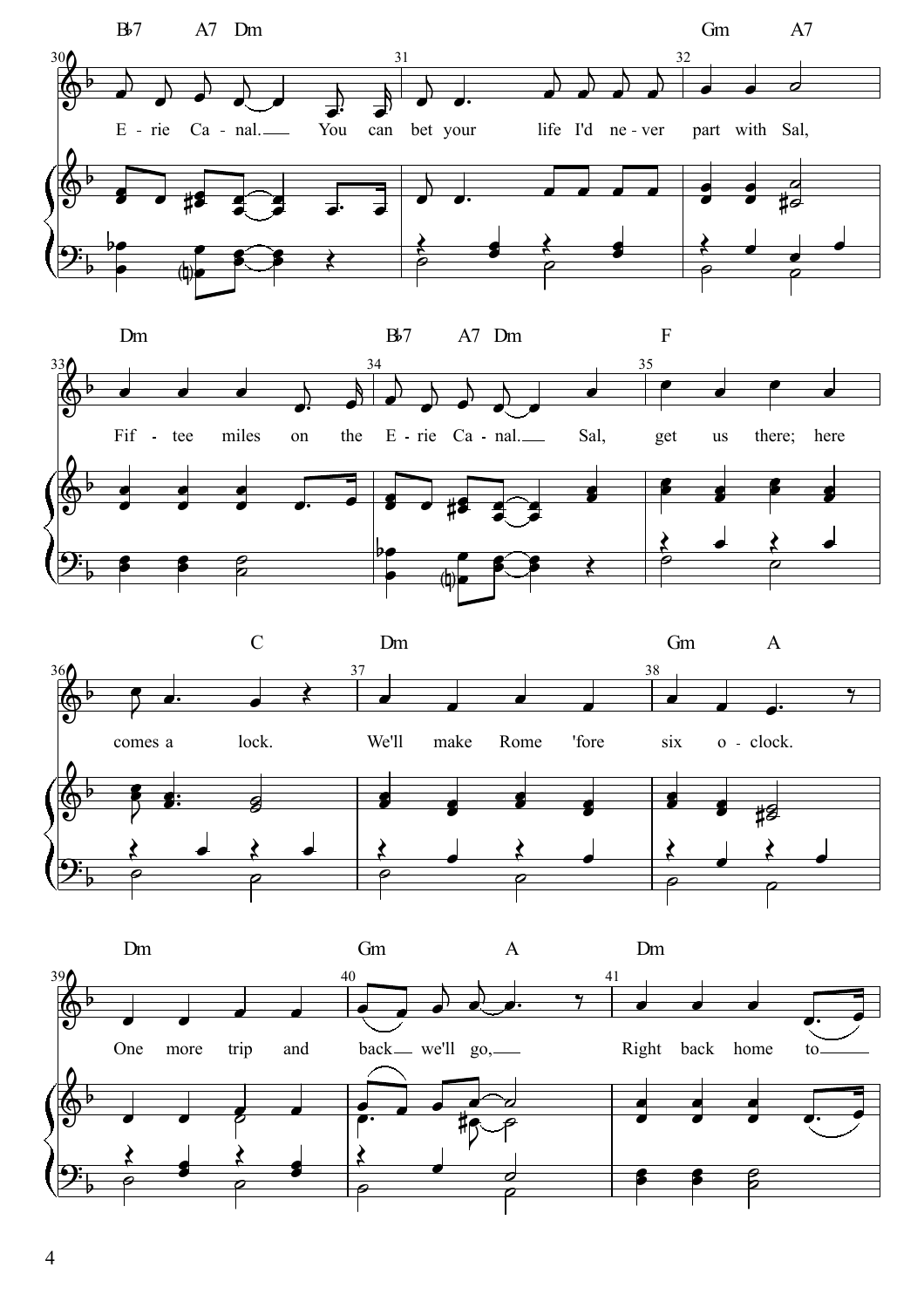Bb7 A7 Dm Gm A7

E - rie Ca - nal. You can bet your life I'd ne - ver part with Sal,

Dm Bb7 A7 Dm F

Fif - tee miles on the E - rie Ca - nal. Sal, get us there; here

C Dm Gm A

comes a lock. We'll make Rome 'fore six o - clock.

Dm Gm A Dm

One more trip and back we'll go, Right back home to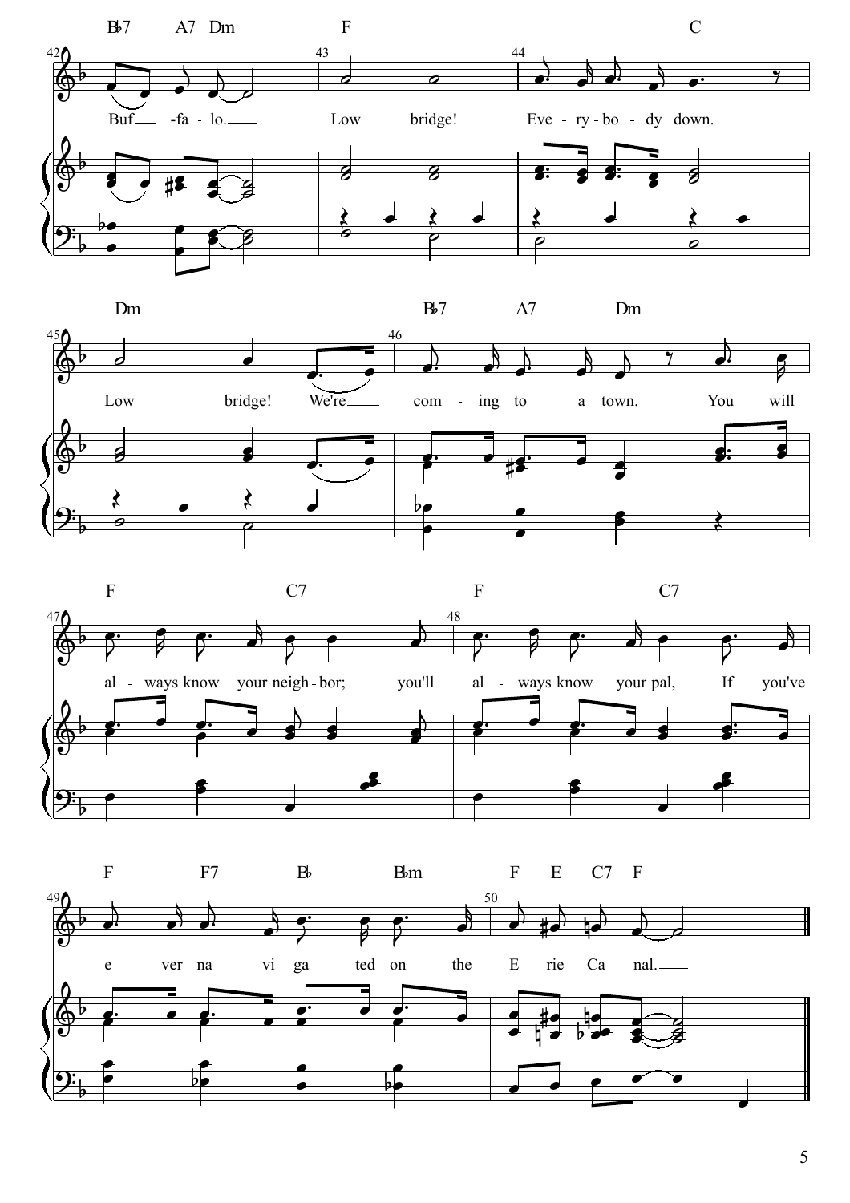B♭7 A7 Dm F C

Buf - fa - lo. Low bridge! Eve - ry - bo - dy down.

Dm B♭7 A7 Dm

Low bridge! We're com - ing to a town. You will

F C7 F C7

al - ways know your neigh - bor; you'll al - ways know your pal, If you've

F F7 B♭ B♭m F E C7 F

e - ver na - vi - ga - ted on the E - rie Ca - nal.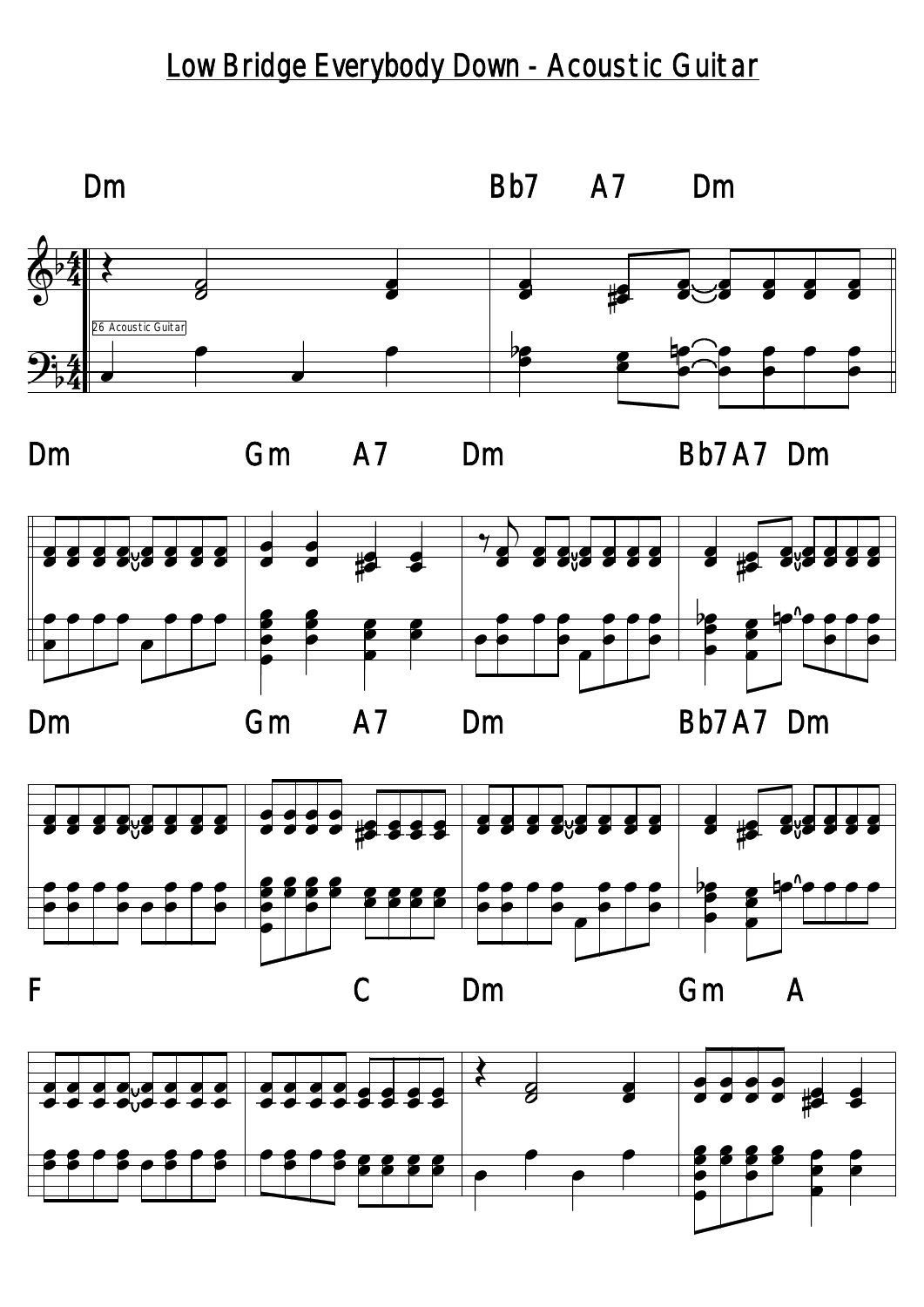# Low Bridge Everybody Down - Acoustic Guitar

Dm | Bb7 A7 Dm

26 Acoustic Guitar

Dm | Gm A7 | Dm | Bb7 A7 Dm

Dm | Gm A7 | Dm | Bb7 A7 Dm

F | C | Dm | Gm A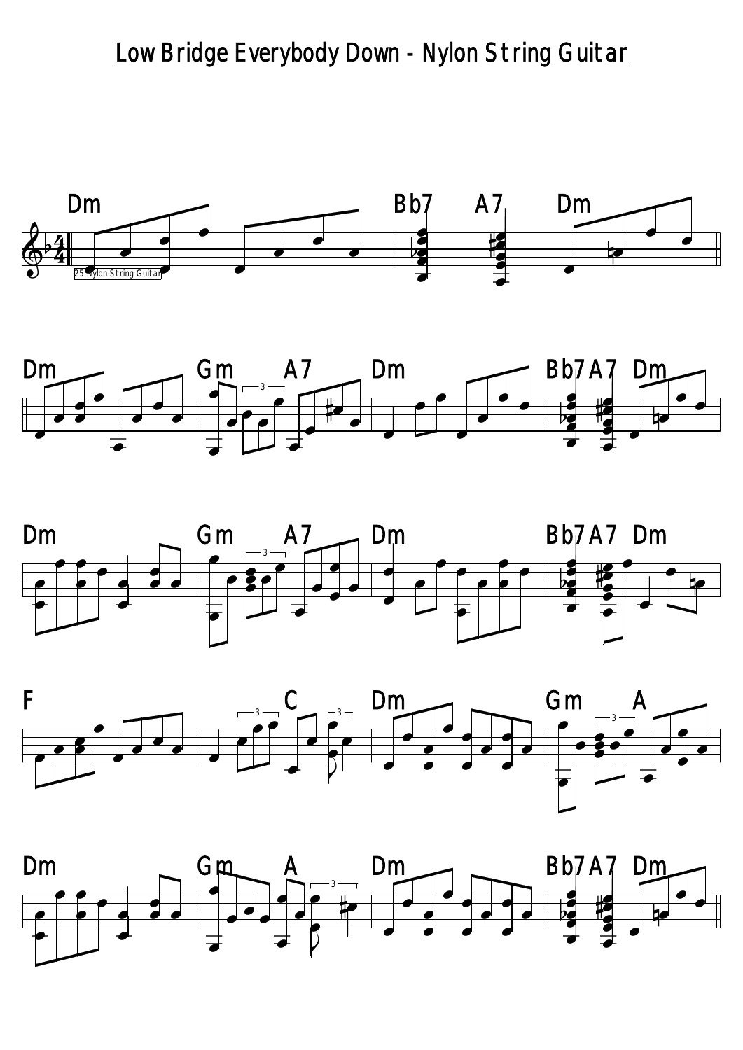# Low Bridge Everybody Down - Nylon String Guitar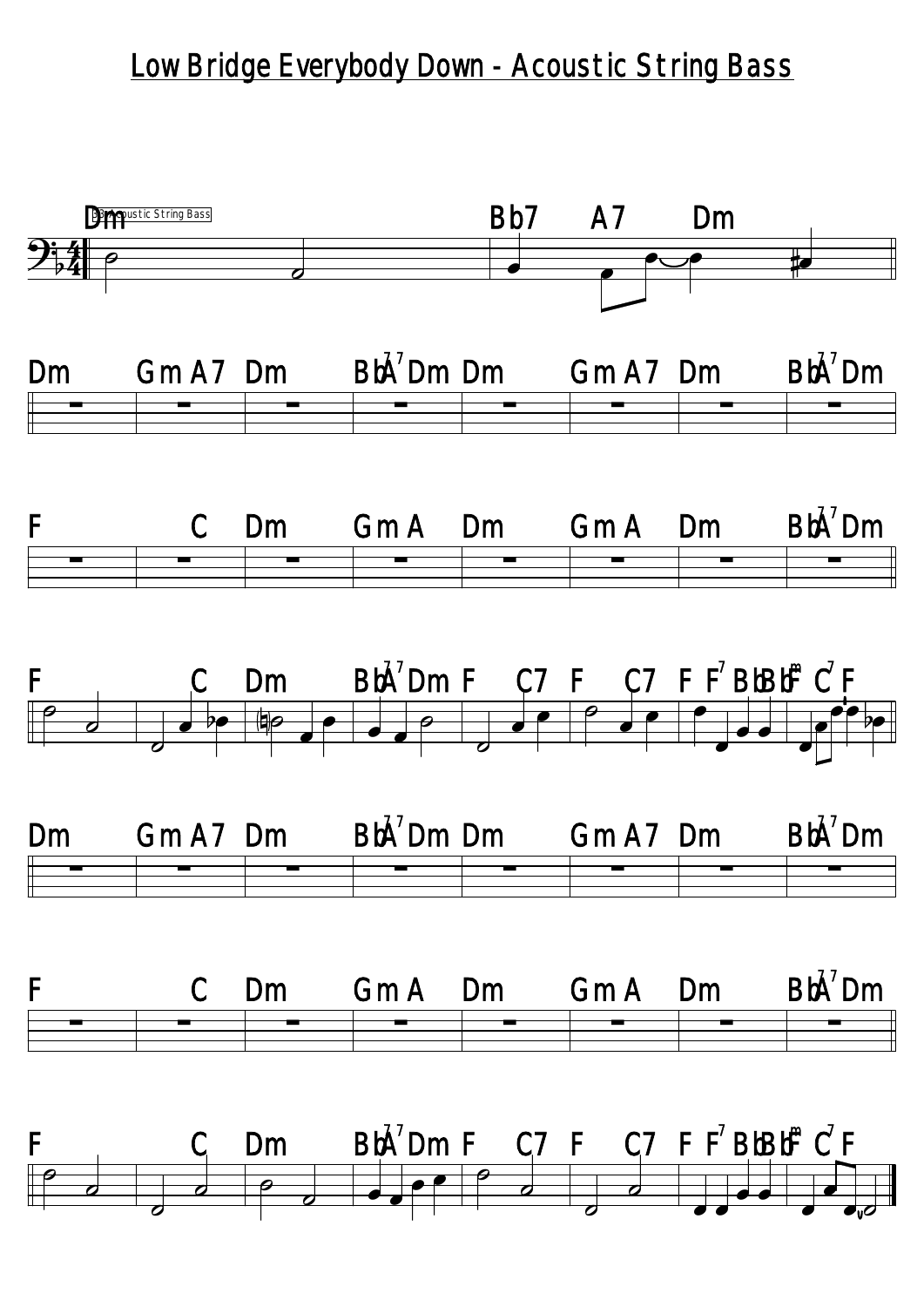# Low Bridge Everybody Down - Acoustic String Bass